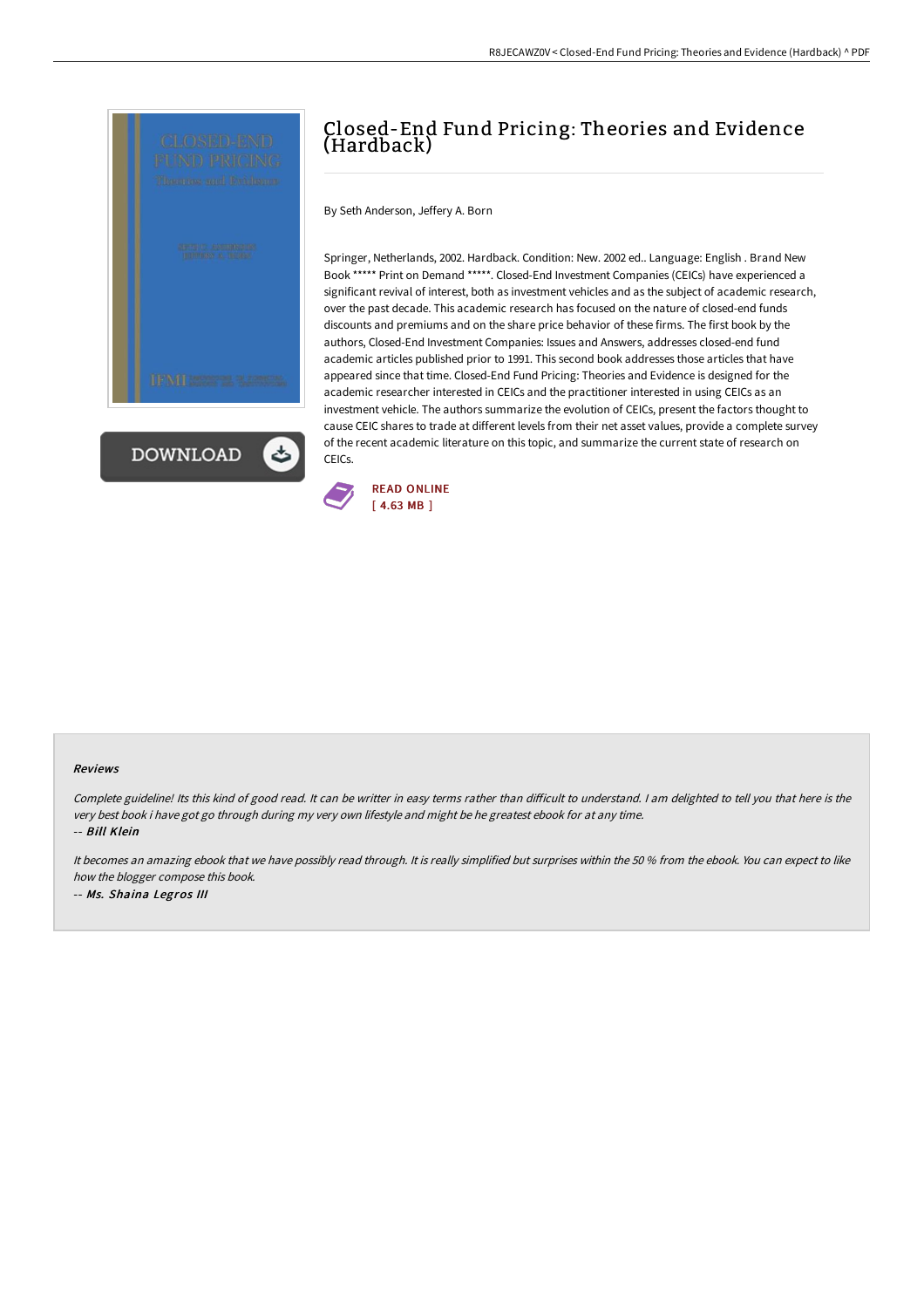# Closed-End Fund Pricing: Theories and Evidence (Hardback)

By Seth Anderson, Jeffery A. Born

Springer, Netherlands, 2002. Hardback. Condition: New. 2002 ed.. Language: English . Brand New Book ***** Print on Demand *****. Closed-End Investment Companies (CEICs) have experienced a significant revival of interest, both as investment vehicles and as the subject of academic research, over the past decade. This academic research has focused on the nature of closed-end funds discounts and premiums and on the share price behavior of these firms. The first book by the authors, Closed-End Investment Companies: Issues and Answers, addresses closed-end fund academic articles published prior to 1991. This second book addresses those articles that have appeared since that time. Closed-End Fund Pricing: Theories and Evidence is designed for the academic researcher interested in CEICs and the practitioner interested in using CEICs as an investment vehicle. The authors summarize the evolution of CEICs, present the factors thought to cause CEIC shares to trade at different levels from their net asset values, provide a complete survey of the recent academic literature on this topic, and summarize the current state of research on CEICs.

DOWNLOAD

READ ONLINE
[ 4.63 MB ]

### Reviews

*Complete guideline! Its this kind of good read. It can be writter in easy terms rather than difficult to understand. I am delighted to tell you that here is the very best book i have got go through during my very own lifestyle and might be he greatest ebook for at any time.*

-- ***Bill Klein***

*It becomes an amazing ebook that we have possibly read through. It is really simplified but surprises within the 50 % from the ebook. You can expect to like how the blogger compose this book.*

-- ***Ms. Shaina Legros III***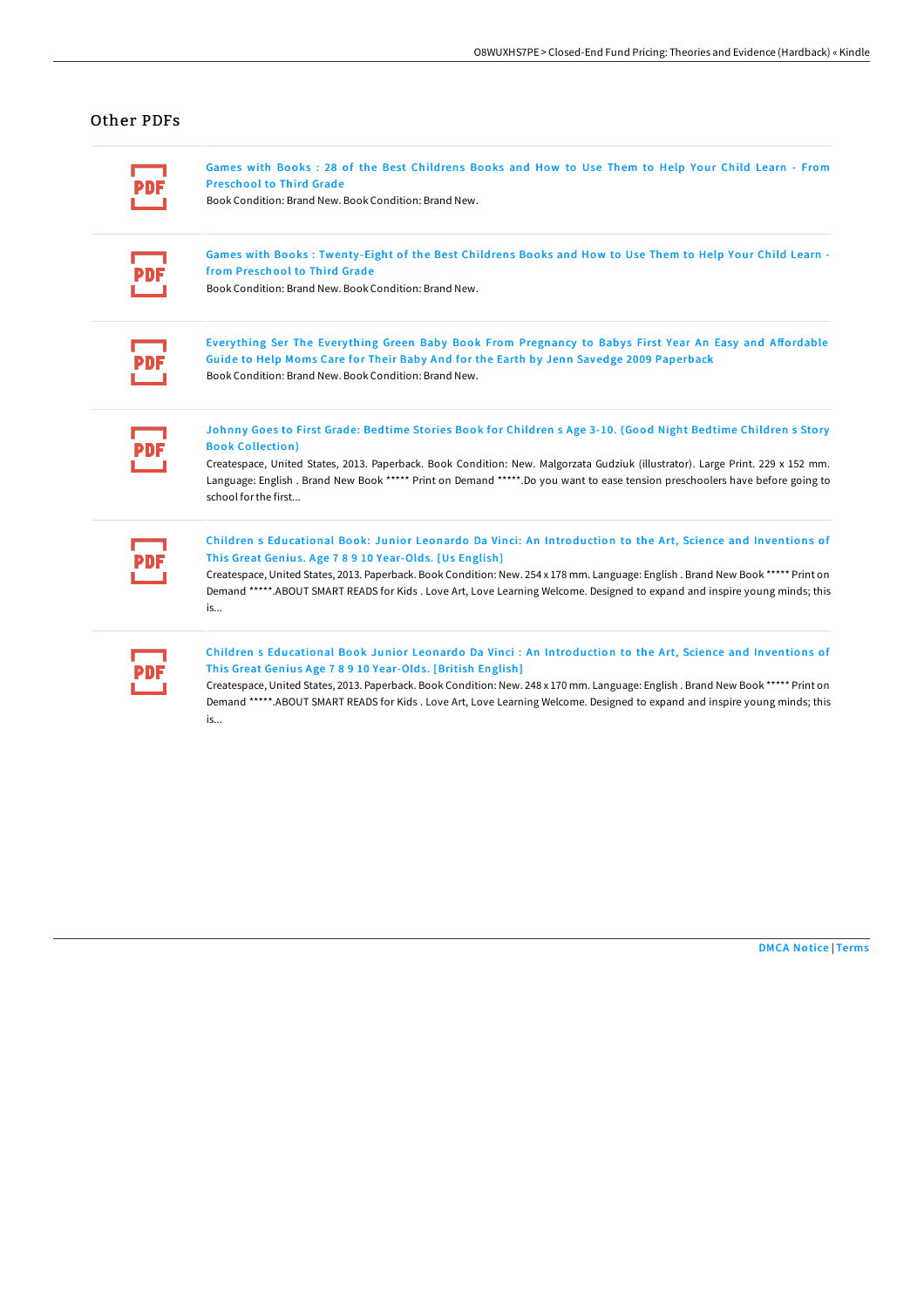## Other PDFs

**Games with Books : 28 of the Best Childrens Books and How to Use Them to Help Your Child Learn - From Preschool to Third Grade**

Book Condition: Brand New. Book Condition: Brand New.

**Games with Books : Twenty-Eight of the Best Childrens Books and How to Use Them to Help Your Child Learn - from Preschool to Third Grade**

Book Condition: Brand New. Book Condition: Brand New.

**Everything Ser The Everything Green Baby Book From Pregnancy to Babys First Year An Easy and Affordable Guide to Help Moms Care for Their Baby And for the Earth by Jenn Savedge 2009 Paperback**

Book Condition: Brand New. Book Condition: Brand New.

**Johnny Goes to First Grade: Bedtime Stories Book for Children s Age 3-10. (Good Night Bedtime Children s Story Book Collection)**

Createspace, United States, 2013. Paperback. Book Condition: New. Malgorzata Gudziuk (illustrator). Large Print. 229 x 152 mm. Language: English . Brand New Book ***** Print on Demand *****.Do you want to ease tension preschoolers have before going to school for the first...

**Children s Educational Book: Junior Leonardo Da Vinci: An Introduction to the Art, Science and Inventions of This Great Genius. Age 7 8 9 10 Year-Olds. [Us English]**

Createspace, United States, 2013. Paperback. Book Condition: New. 254 x 178 mm. Language: English . Brand New Book ***** Print on Demand *****.ABOUT SMART READS for Kids . Love Art, Love Learning Welcome. Designed to expand and inspire young minds; this is...

**Children s Educational Book Junior Leonardo Da Vinci : An Introduction to the Art, Science and Inventions of This Great Genius Age 7 8 9 10 Year-Olds. [British English]**

Createspace, United States, 2013. Paperback. Book Condition: New. 248 x 170 mm. Language: English . Brand New Book ***** Print on Demand *****.ABOUT SMART READS for Kids . Love Art, Love Learning Welcome. Designed to expand and inspire young minds; this is...

DMCA Notice | Terms